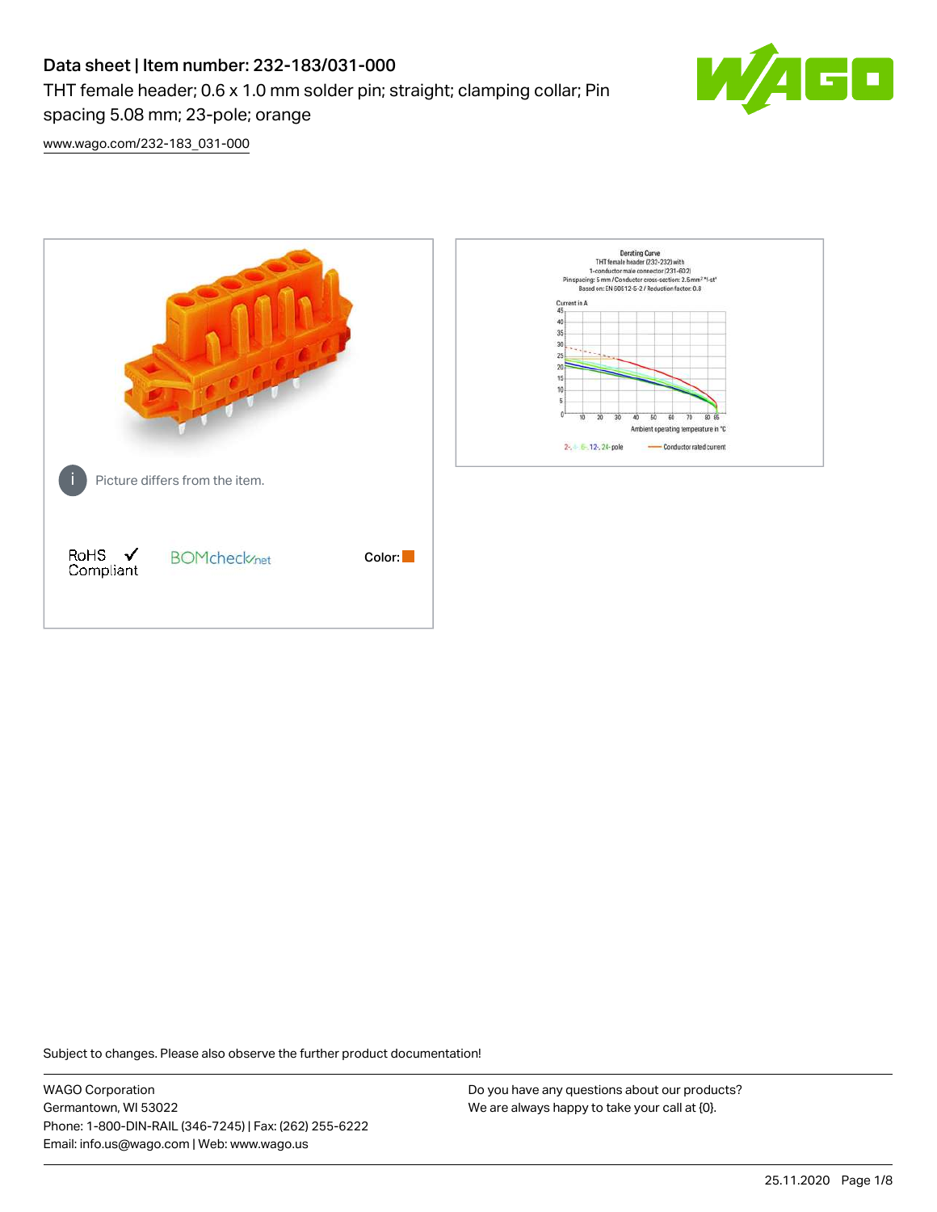# Data sheet | Item number: 232-183/031-000

THT female header; 0.6 x 1.0 mm solder pin; straight; clamping collar; Pin spacing 5.08 mm; 23-pole; orange

www.wago.com/232-183_031-000

Picture differs from the item.

RoHS Compliant

BOMcheck.net

Color:

Derating Curve
THT female header (232-232) with 1-conductor male connector (231-602)
Pin spacing: 5 mm / Conductor cross-section: 2.5 mm² "l-st"
Based on: EN 60512-5-2 / Reduction factor: 0.8

Current in A

Ambient operating temperature in °C

2-, 4-, 6-, 12-, 24-pole — Conductor rated current

Subject to changes. Please also observe the further product documentation!

WAGO Corporation
Germantown, WI 53022
Phone: 1-800-DIN-RAIL (346-7245) | Fax: (262) 255-6222
Email: info.us@wago.com | Web: www.wago.us

Do you have any questions about our products?
We are always happy to take your call at {0}.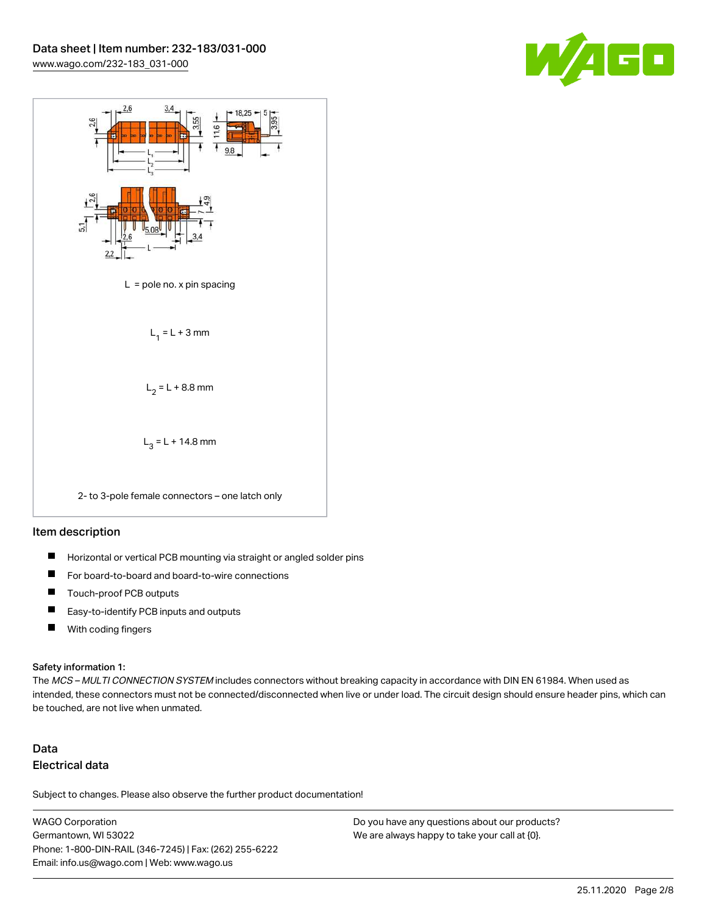L = pole no. x pin spacing

$L_1 = L + 3$ mm

$L_2 = L + 8.8$ mm

$L_3 = L + 14.8$ mm

2- to 3-pole female connectors – one latch only

## Item description

- Horizontal or vertical PCB mounting via straight or angled solder pins
- For board-to-board and board-to-wire connections
- Touch-proof PCB outputs
- Easy-to-identify PCB inputs and outputs
- With coding fingers

**Safety information 1:**

The *MCS – MULTI CONNECTION SYSTEM* includes connectors without breaking capacity in accordance with DIN EN 61984. When used as intended, these connectors must not be connected/disconnected when live or under load. The circuit design should ensure header pins, which can be touched, are not live when unmated.

## Data

### Electrical data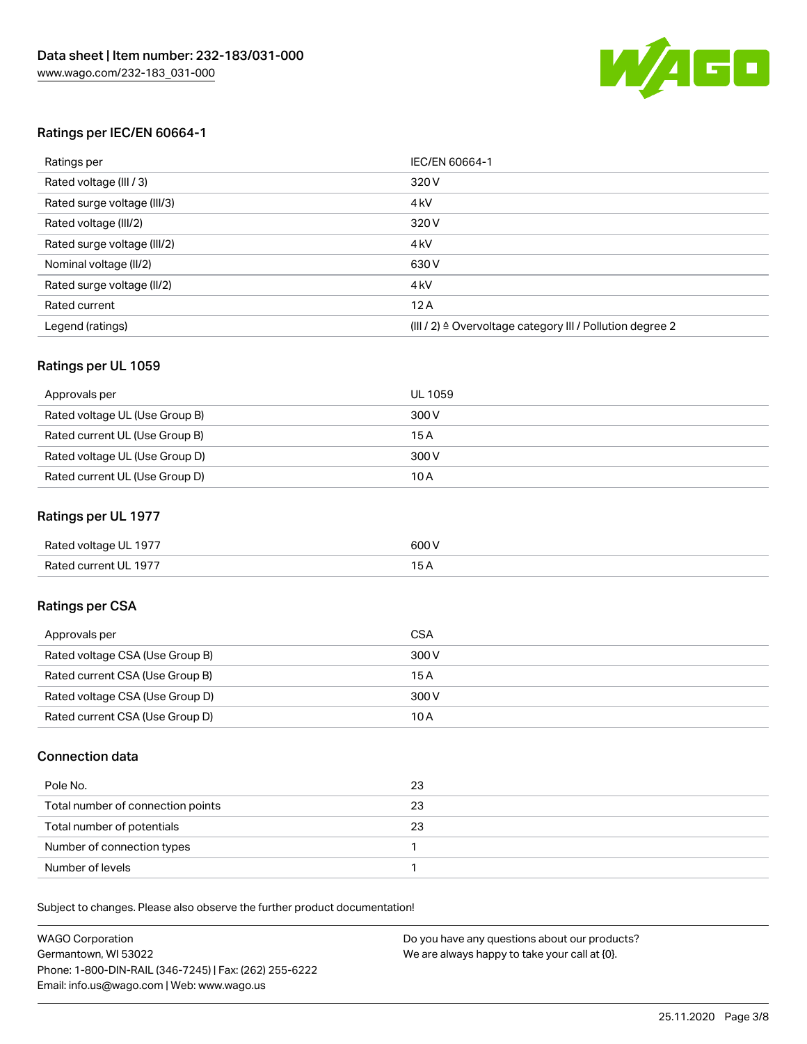## Ratings per IEC/EN 60664-1

| Ratings per | IEC/EN 60664-1 |
| --- | --- |
| Rated voltage (III / 3) | 320 V |
| Rated surge voltage (III/3) | 4 kV |
| Rated voltage (III/2) | 320 V |
| Rated surge voltage (III/2) | 4 kV |
| Nominal voltage (II/2) | 630 V |
| Rated surge voltage (II/2) | 4 kV |
| Rated current | 12 A |
| Legend (ratings) | (III / 2) ≙ Overvoltage category III / Pollution degree 2 |

## Ratings per UL 1059

| Approvals per | UL 1059 |
| --- | --- |
| Rated voltage UL (Use Group B) | 300 V |
| Rated current UL (Use Group B) | 15 A |
| Rated voltage UL (Use Group D) | 300 V |
| Rated current UL (Use Group D) | 10 A |

## Ratings per UL 1977

| Rated voltage UL 1977 | 600 V |
| --- | --- |
| Rated current UL 1977 | 15 A |

## Ratings per CSA

| Approvals per | CSA |
| --- | --- |
| Rated voltage CSA (Use Group B) | 300 V |
| Rated current CSA (Use Group B) | 15 A |
| Rated voltage CSA (Use Group D) | 300 V |
| Rated current CSA (Use Group D) | 10 A |

## Connection data

| Pole No. | 23 |
| --- | --- |
| Total number of connection points | 23 |
| Total number of potentials | 23 |
| Number of connection types | 1 |
| Number of levels | 1 |

Subject to changes. Please also observe the further product documentation!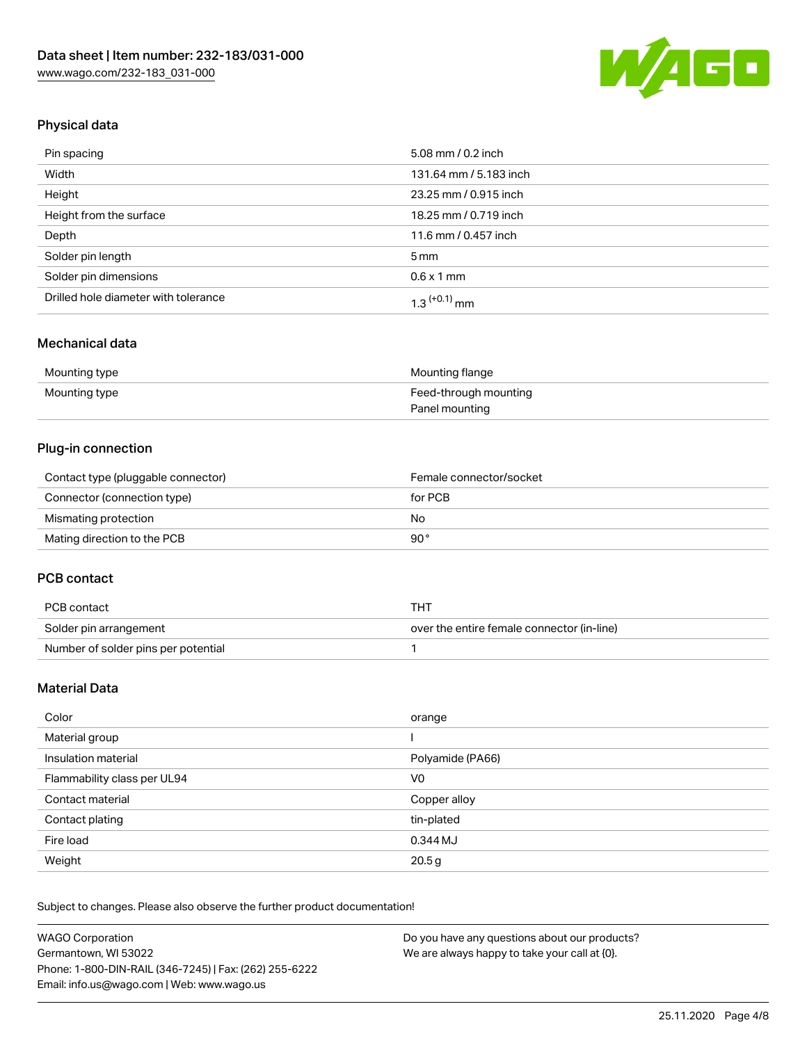## Physical data

| | |
|---|---|
| Pin spacing | 5.08 mm / 0.2 inch |
| Width | 131.64 mm / 5.183 inch |
| Height | 23.25 mm / 0.915 inch |
| Height from the surface | 18.25 mm / 0.719 inch |
| Depth | 11.6 mm / 0.457 inch |
| Solder pin length | 5 mm |
| Solder pin dimensions | 0.6 x 1 mm |
| Drilled hole diameter with tolerance | $1.3^{(+0.1)}$ mm |

## Mechanical data

| | |
|---|---|
| Mounting type | Mounting flange |
| Mounting type | Feed-through mounting<br>Panel mounting |

## Plug-in connection

| | |
|---|---|
| Contact type (pluggable connector) | Female connector/socket |
| Connector (connection type) | for PCB |
| Mismating protection | No |
| Mating direction to the PCB | 90° |

## PCB contact

| | |
|---|---|
| PCB contact | THT |
| Solder pin arrangement | over the entire female connector (in-line) |
| Number of solder pins per potential | 1 |

## Material Data

| | |
|---|---|
| Color | orange |
| Material group | I |
| Insulation material | Polyamide (PA66) |
| Flammability class per UL94 | V0 |
| Contact material | Copper alloy |
| Contact plating | tin-plated |
| Fire load | 0.344 MJ |
| Weight | 20.5 g |

Subject to changes. Please also observe the further product documentation!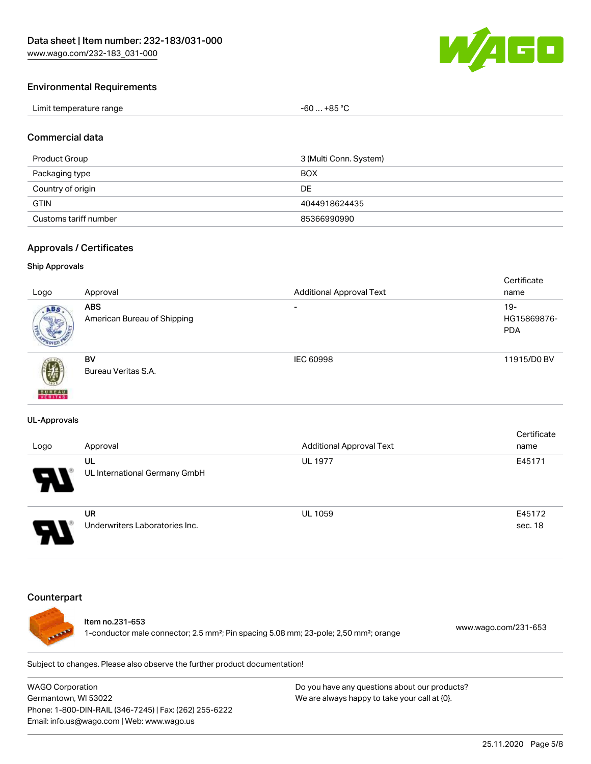## Environmental Requirements

| | |
|---|---|
| Limit temperature range | -60 … +85 °C |

## Commercial data

| | |
|---|---|
| Product Group | 3 (Multi Conn. System) |
| Packaging type | BOX |
| Country of origin | DE |
| GTIN | 4044918624435 |
| Customs tariff number | 85366990990 |

## Approvals / Certificates

### Ship Approvals

| Logo | Approval | Additional Approval Text | Certificate name |
|---|---|---|---|
| | **ABS** American Bureau of Shipping | - | 19-HG15869876-PDA |
| | **BV** Bureau Veritas S.A. | IEC 60998 | 11915/D0 BV |

### UL-Approvals

| Logo | Approval | Additional Approval Text | Certificate name |
|---|---|---|---|
| | **UL** UL International Germany GmbH | UL 1977 | E45171 |
| | **UR** Underwriters Laboratories Inc. | UL 1059 | E45172 sec. 18 |

## Counterpart

Item no.231-653
1-conductor male connector; 2.5 mm²; Pin spacing 5.08 mm; 23-pole; 2,50 mm²; orange
www.wago.com/231-653

Subject to changes. Please also observe the further product documentation!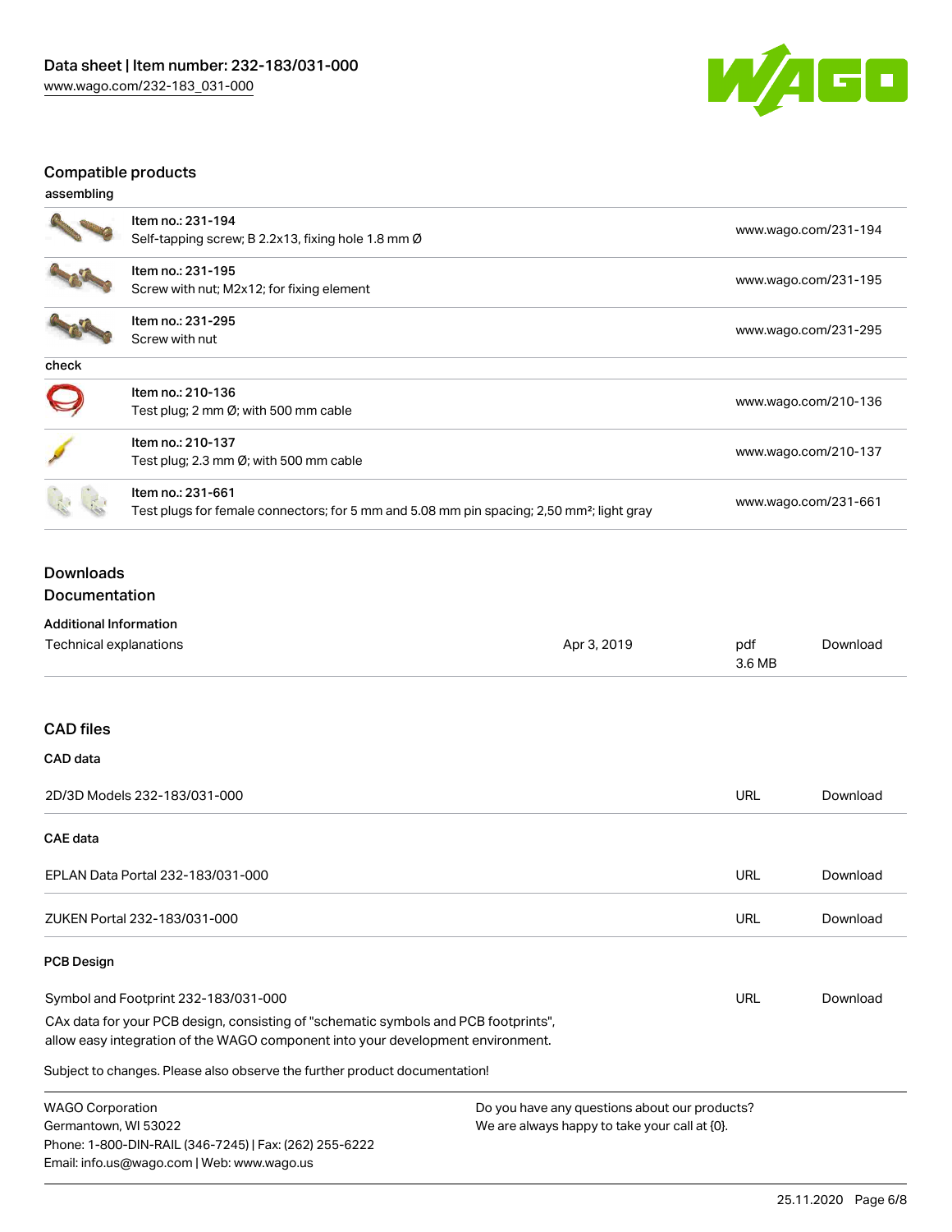## Compatible products

### assembling

| Item | Description | Link |
|---|---|---|
| Item no.: 231-194 | Self-tapping screw; B 2.2x13, fixing hole 1.8 mm Ø | www.wago.com/231-194 |
| Item no.: 231-195 | Screw with nut; M2x12; for fixing element | www.wago.com/231-195 |
| Item no.: 231-295 | Screw with nut | www.wago.com/231-295 |

### check

| Item | Description | Link |
|---|---|---|
| Item no.: 210-136 | Test plug; 2 mm Ø; with 500 mm cable | www.wago.com/210-136 |
| Item no.: 210-137 | Test plug; 2.3 mm Ø; with 500 mm cable | www.wago.com/210-137 |
| Item no.: 231-661 | Test plugs for female connectors; for 5 mm and 5.08 mm pin spacing; 2,50 mm²; light gray | www.wago.com/231-661 |

## Downloads

### Documentation

**Additional Information**

| | | | |
|---|---|---|---|
| Technical explanations | Apr 3, 2019 | pdf 3.6 MB | Download |

## CAD files

### CAD data

| | | |
|---|---|---|
| 2D/3D Models 232-183/031-000 | URL | Download |

### CAE data

| | | |
|---|---|---|
| EPLAN Data Portal 232-183/031-000 | URL | Download |
| ZUKEN Portal 232-183/031-000 | URL | Download |

### PCB Design

| | | |
|---|---|---|
| Symbol and Footprint 232-183/031-000 | URL | Download |

CAx data for your PCB design, consisting of "schematic symbols and PCB footprints", allow easy integration of the WAGO component into your development environment.

Subject to changes. Please also observe the further product documentation!

WAGO Corporation
Germantown, WI 53022
Phone: 1-800-DIN-RAIL (346-7245) | Fax: (262) 255-6222
Email: info.us@wago.com | Web: www.wago.us

Do you have any questions about our products?
We are always happy to take your call at {0}.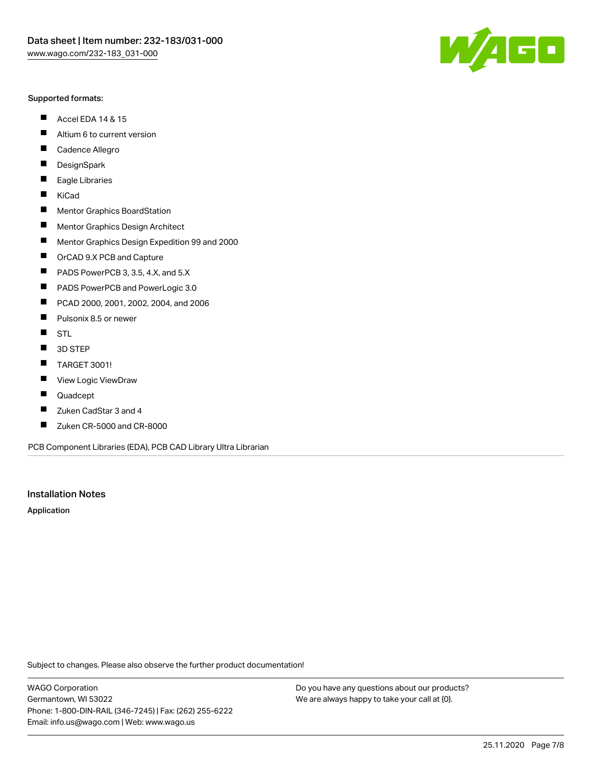Supported formats:

- Accel EDA 14 & 15
- Altium 6 to current version
- Cadence Allegro
- DesignSpark
- Eagle Libraries
- KiCad
- Mentor Graphics BoardStation
- Mentor Graphics Design Architect
- Mentor Graphics Design Expedition 99 and 2000
- OrCAD 9.X PCB and Capture
- PADS PowerPCB 3, 3.5, 4.X, and 5.X
- PADS PowerPCB and PowerLogic 3.0
- PCAD 2000, 2001, 2002, 2004, and 2006
- Pulsonix 8.5 or newer
- STL
- 3D STEP
- TARGET 3001!
- View Logic ViewDraw
- Quadcept
- Zuken CadStar 3 and 4
- Zuken CR-5000 and CR-8000

PCB Component Libraries (EDA), PCB CAD Library Ultra Librarian

## Installation Notes

**Application**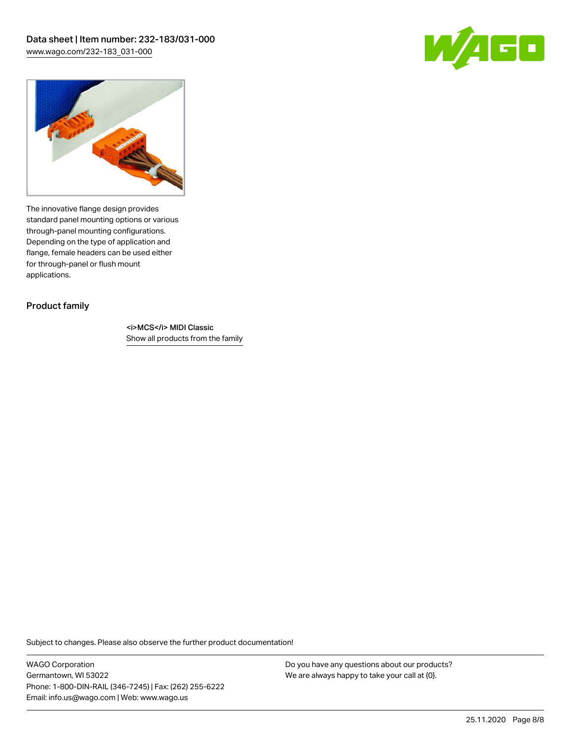The innovative flange design provides standard panel mounting options or various through-panel mounting configurations. Depending on the type of application and flange, female headers can be used either for through-panel or flush mount applications.

## Product family

<i>MCS</i> MIDI Classic
Show all products from the family

Subject to changes. Please also observe the further product documentation!

WAGO Corporation
Germantown, WI 53022
Phone: 1-800-DIN-RAIL (346-7245) | Fax: (262) 255-6222
Email: info.us@wago.com | Web: www.wago.us

Do you have any questions about our products?
We are always happy to take your call at {0}.